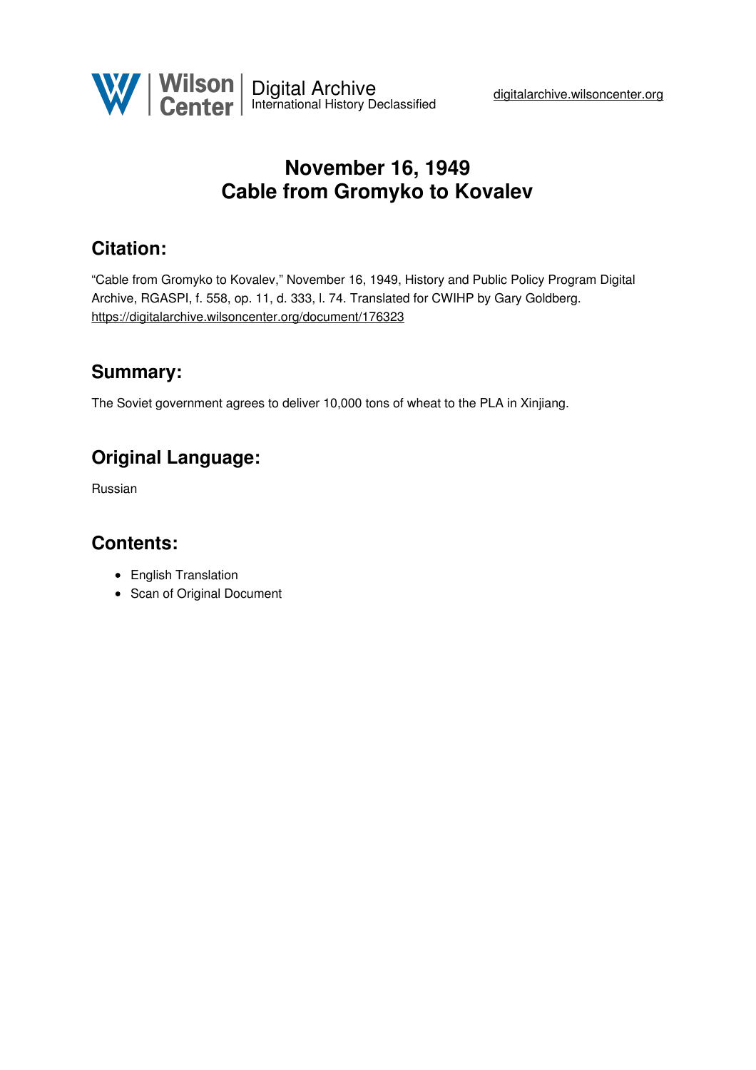# November 16, 1949
# Cable from Gromyko to Kovalev

## Citation:

"Cable from Gromyko to Kovalev," November 16, 1949, History and Public Policy Program Digital Archive, RGASPI, f. 558, op. 11, d. 333, l. 74. Translated for CWIHP by Gary Goldberg.
https://digitalarchive.wilsoncenter.org/document/176323

## Summary:

The Soviet government agrees to deliver 10,000 tons of wheat to the PLA in Xinjiang.

## Original Language:

Russian

## Contents:

- English Translation
- Scan of Original Document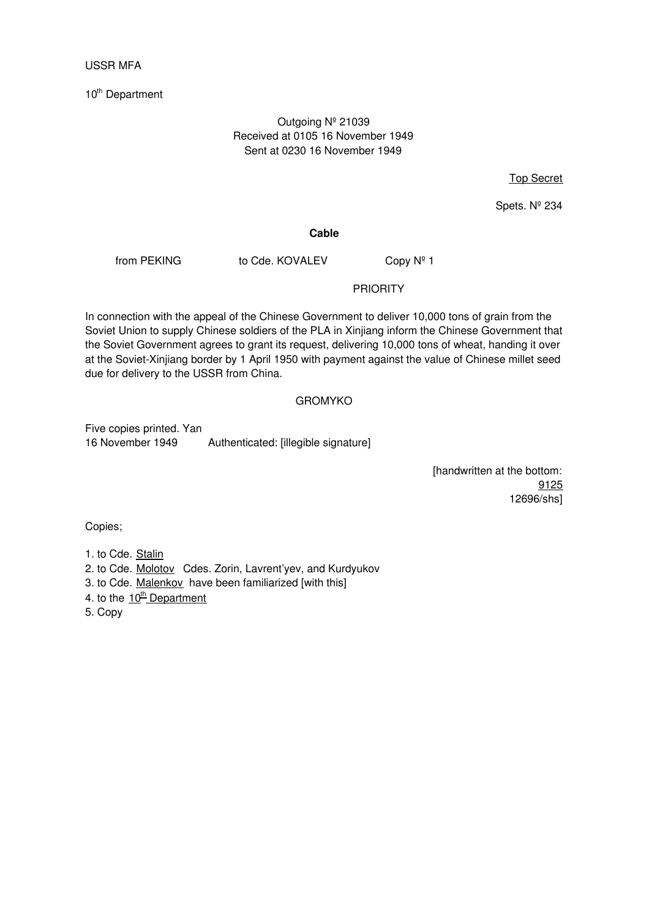USSR MFA

10th Department

Outgoing № 21039
Received at 0105 16 November 1949
Sent at 0230 16 November 1949

Top Secret

Spets. № 234

**Cable**

from PEKING to Cde. KOVALEV Copy № 1

PRIORITY

In connection with the appeal of the Chinese Government to deliver 10,000 tons of grain from the Soviet Union to supply Chinese soldiers of the PLA in Xinjiang inform the Chinese Government that the Soviet Government agrees to grant its request, delivering 10,000 tons of wheat, handing it over at the Soviet-Xinjiang border by 1 April 1950 with payment against the value of Chinese millet seed due for delivery to the USSR from China.

GROMYKO

Five copies printed. Yan
16 November 1949 Authenticated: [illegible signature]

[handwritten at the bottom:
9125
12696/shs]

Copies;

1. to Cde. Stalin
2. to Cde. Molotov Cdes. Zorin, Lavrent'yev, and Kurdyukov
3. to Cde. Malenkov have been familiarized [with this]
4. to the 10th Department
5. Copy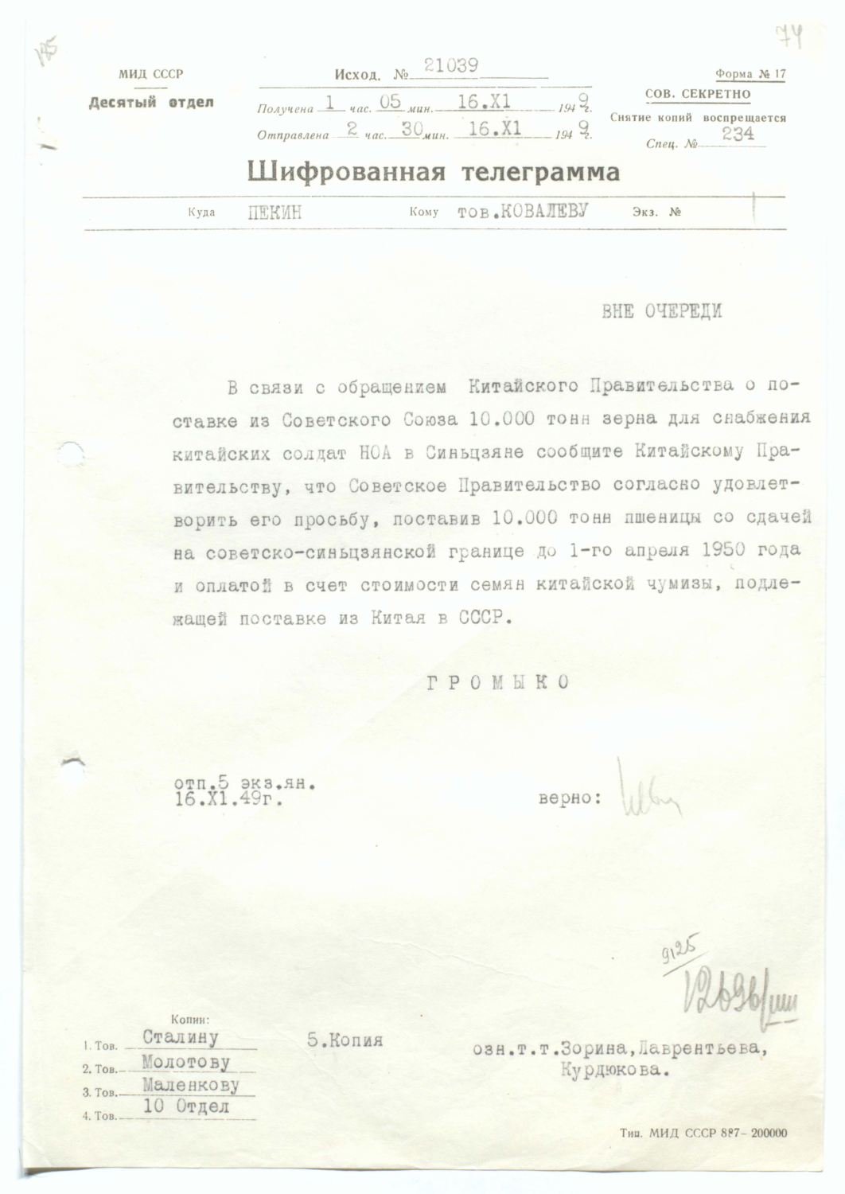МИД СССР

**Десятый отдел**

Исход. № 21039

Получена 1 час. 05 мин. 16.XI 1949 г.

Отправлена 2 час. 30 мин. 16.XI 1949 г.

Форма № 17

**СОВ. СЕКРЕТНО**

Снятие копий воспрещается

Спец. № 234

# Шифрованная телеграмма

Куда ПЕКИН Кому тов.КОВАЛЕВУ Экз. №

ВНЕ ОЧЕРЕДИ

В связи с обращением Китайского Правительства о поставке из Советского Союза 10.000 тонн зерна для снабжения китайских солдат НОА в Синьцзяне сообщите Китайскому Правительству, что Советское Правительство согласно удовлетворить его просьбу, поставив 10.000 тонн пшеницы со сдачей на советско-синьцзянской границе до 1-го апреля 1950 года и оплатой в счет стоимости семян китайской чумизы, подлежащей поставке из Китая в СССР.

ГРОМЫКО

отп.5 экз.ян.
16.XI.49г.

верно:

9125
12696/ши

Копии:
1. Тов. Сталину
2. Тов. Молотову
3. Тов. Маленкову
4. Тов. 10 Отдел

5.Копия

озн.т.т.Зорина,Лаврентьева,
Курдюкова.

Тип. МИД СССР 887- 200000